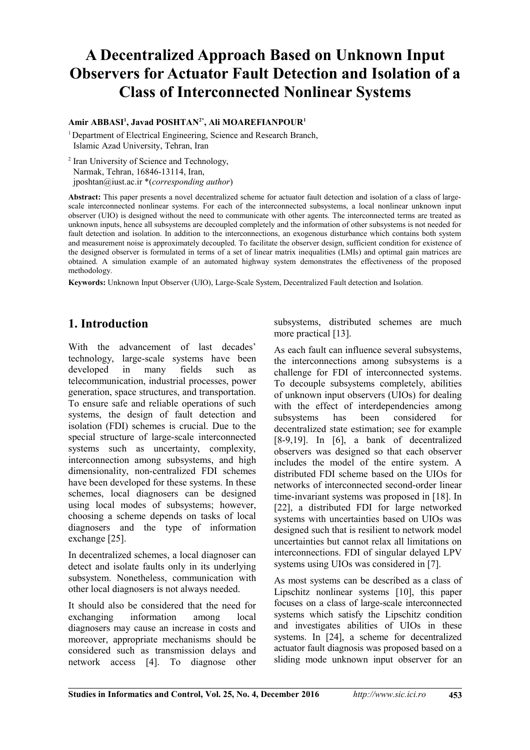# A Decentralized Approach Based on Unknown Input Observers for Actuator Fault Detection and Isolation of a Class of Interconnected Nonlinear Systems

**Amir ABBASI[1], Javad POSHTAN[2*], Ali MOAREFIANPOUR[1]**

[1] Department of Electrical Engineering, Science and Research Branch, Islamic Azad University, Tehran, Iran

[2] Iran University of Science and Technology, Narmak, Tehran, 16846-13114, Iran, jposhtan@iust.ac.ir *(*corresponding author*)

**Abstract:** This paper presents a novel decentralized scheme for actuator fault detection and isolation of a class of large-scale interconnected nonlinear systems. For each of the interconnected subsystems, a local nonlinear unknown input observer (UIO) is designed without the need to communicate with other agents. The interconnected terms are treated as unknown inputs, hence all subsystems are decoupled completely and the information of other subsystems is not needed for fault detection and isolation. In addition to the interconnections, an exogenous disturbance which contains both system and measurement noise is approximately decoupled. To facilitate the observer design, sufficient condition for existence of the designed observer is formulated in terms of a set of linear matrix inequalities (LMIs) and optimal gain matrices are obtained. A simulation example of an automated highway system demonstrates the effectiveness of the proposed methodology.

**Keywords:** Unknown Input Observer (UIO), Large-Scale System, Decentralized Fault detection and Isolation.

## 1. Introduction

With the advancement of last decades' technology, large-scale systems have been developed in many fields such as telecommunication, industrial processes, power generation, space structures, and transportation. To ensure safe and reliable operations of such systems, the design of fault detection and isolation (FDI) schemes is crucial. Due to the special structure of large-scale interconnected systems such as uncertainty, complexity, interconnection among subsystems, and high dimensionality, non-centralized FDI schemes have been developed for these systems. In these schemes, local diagnosers can be designed using local modes of subsystems; however, choosing a scheme depends on tasks of local diagnosers and the type of information exchange [25].

In decentralized schemes, a local diagnoser can detect and isolate faults only in its underlying subsystem. Nonetheless, communication with other local diagnosers is not always needed.

It should also be considered that the need for exchanging information among local diagnosers may cause an increase in costs and moreover, appropriate mechanisms should be considered such as transmission delays and network access [4]. To diagnose other subsystems, distributed schemes are much more practical [13].

As each fault can influence several subsystems, the interconnections among subsystems is a challenge for FDI of interconnected systems. To decouple subsystems completely, abilities of unknown input observers (UIOs) for dealing with the effect of interdependencies among subsystems has been considered for decentralized state estimation; see for example [8-9,19]. In [6], a bank of decentralized observers was designed so that each observer includes the model of the entire system. A distributed FDI scheme based on the UIOs for networks of interconnected second-order linear time-invariant systems was proposed in [18]. In [22], a distributed FDI for large networked systems with uncertainties based on UIOs was designed such that is resilient to network model uncertainties but cannot relax all limitations on interconnections. FDI of singular delayed LPV systems using UIOs was considered in [7].

As most systems can be described as a class of Lipschitz nonlinear systems [10], this paper focuses on a class of large-scale interconnected systems which satisfy the Lipschitz condition and investigates abilities of UIOs in these systems. In [24], a scheme for decentralized actuator fault diagnosis was proposed based on a sliding mode unknown input observer for an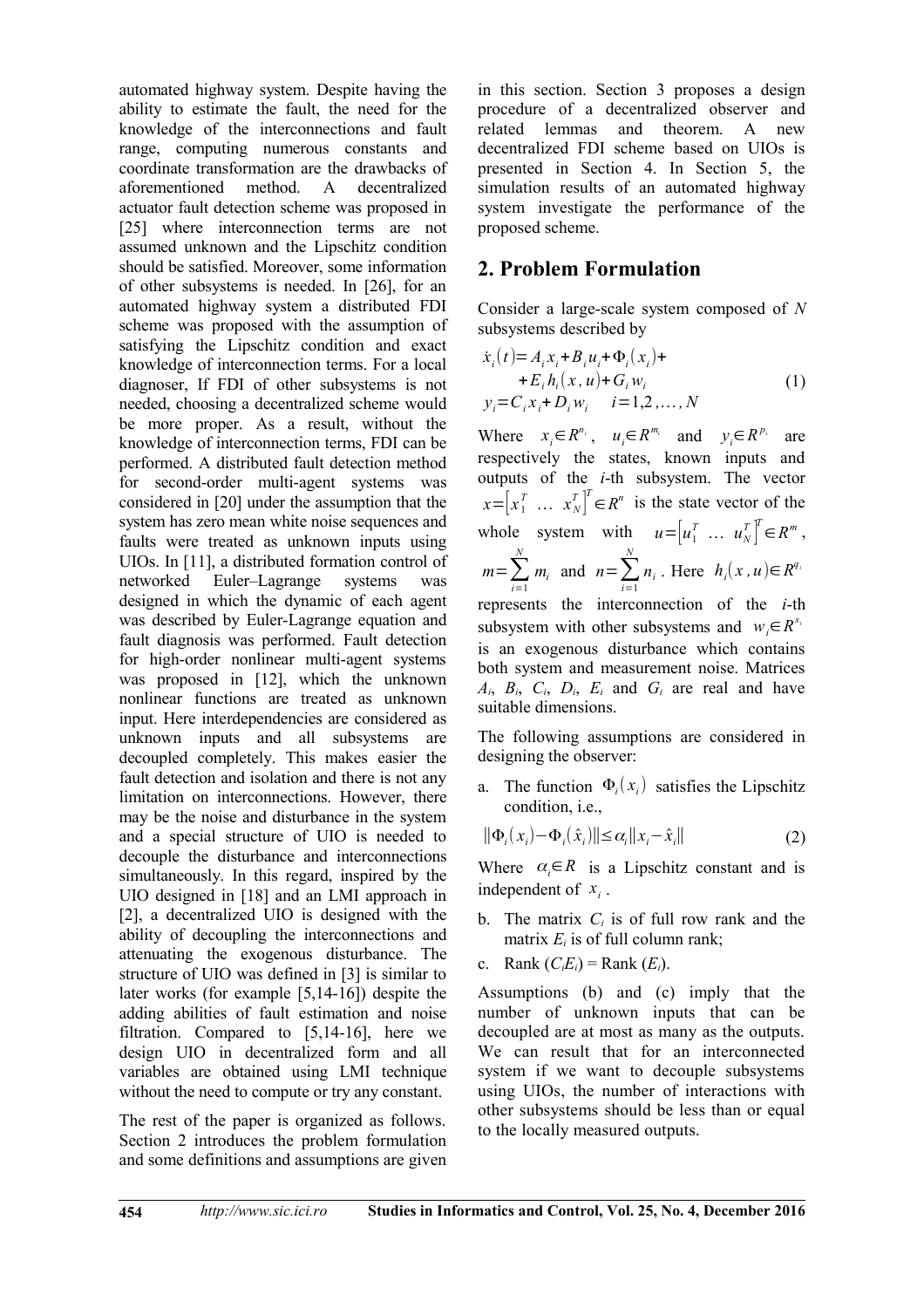automated highway system. Despite having the ability to estimate the fault, the need for the knowledge of the interconnections and fault range, computing numerous constants and coordinate transformation are the drawbacks of aforementioned method. A decentralized actuator fault detection scheme was proposed in [25] where interconnection terms are not assumed unknown and the Lipschitz condition should be satisfied. Moreover, some information of other subsystems is needed. In [26], for an automated highway system a distributed FDI scheme was proposed with the assumption of satisfying the Lipschitz condition and exact knowledge of interconnection terms. For a local diagnoser, If FDI of other subsystems is not needed, choosing a decentralized scheme would be more proper. As a result, without the knowledge of interconnection terms, FDI can be performed. A distributed fault detection method for second-order multi-agent systems was considered in [20] under the assumption that the system has zero mean white noise sequences and faults were treated as unknown inputs using UIOs. In [11], a distributed formation control of networked Euler–Lagrange systems was designed in which the dynamic of each agent was described by Euler-Lagrange equation and fault diagnosis was performed. Fault detection for high-order nonlinear multi-agent systems was proposed in [12], which the unknown nonlinear functions are treated as unknown input. Here interdependencies are considered as unknown inputs and all subsystems are decoupled completely. This makes easier the fault detection and isolation and there is not any limitation on interconnections. However, there may be the noise and disturbance in the system and a special structure of UIO is needed to decouple the disturbance and interconnections simultaneously. In this regard, inspired by the UIO designed in [18] and an LMI approach in [2], a decentralized UIO is designed with the ability of decoupling the interconnections and attenuating the exogenous disturbance. The structure of UIO was defined in [3] is similar to later works (for example [5,14-16]) despite the adding abilities of fault estimation and noise filtration. Compared to [5,14-16], here we design UIO in decentralized form and all variables are obtained using LMI technique without the need to compute or try any constant.

The rest of the paper is organized as follows. Section 2 introduces the problem formulation and some definitions and assumptions are given in this section. Section 3 proposes a design procedure of a decentralized observer and related lemmas and theorem. A new decentralized FDI scheme based on UIOs is presented in Section 4. In Section 5, the simulation results of an automated highway system investigate the performance of the proposed scheme.

## 2. Problem Formulation

Consider a large-scale system composed of $N$ subsystems described by

$$
\begin{aligned}
\dot{x}_i(t) &= A_i x_i + B_i u_i + \Phi_i(x_i) + \\
&\quad + E_i h_i(x, u) + G_i w_i \\
y_i &= C_i x_i + D_i w_i \qquad i = 1, 2, \ldots, N
\end{aligned}
\tag{1}
$$

Where $x_i \in R^{n_i}$, $u_i \in R^{m_i}$ and $y_i \in R^{p_i}$ are respectively the states, known inputs and outputs of the $i$-th subsystem. The vector $x = \left[x_1^T \ \ldots \ x_N^T\right]^T \in R^n$ is the state vector of the whole system with $u = \left[u_1^T \ \ldots \ u_N^T\right]^T \in R^m$, $m = \sum_{i=1}^{N} m_i$ and $n = \sum_{i=1}^{N} n_i$. Here $h_i(x, u) \in R^{q_i}$ represents the interconnection of the $i$-th subsystem with other subsystems and $w_i \in R^{s_i}$ is an exogenous disturbance which contains both system and measurement noise. Matrices $A_i$, $B_i$, $C_i$, $D_i$, $E_i$ and $G_i$ are real and have suitable dimensions.

The following assumptions are considered in designing the observer:

a. The function $\Phi_i(x_i)$ satisfies the Lipschitz condition, i.e.,

$$
\|\Phi_i(x_i) - \Phi_i(\hat{x}_i)\| \leq \alpha_i \|x_i - \hat{x}_i\| \tag{2}
$$

Where $\alpha_i \in R$ is a Lipschitz constant and is independent of $x_i$.

b. The matrix $C_i$ is of full row rank and the matrix $E_i$ is of full column rank;

c. Rank $(C_i E_i)$ = Rank $(E_i)$.

Assumptions (b) and (c) imply that the number of unknown inputs that can be decoupled are at most as many as the outputs. We can result that for an interconnected system if we want to decouple subsystems using UIOs, the number of interactions with other subsystems should be less than or equal to the locally measured outputs.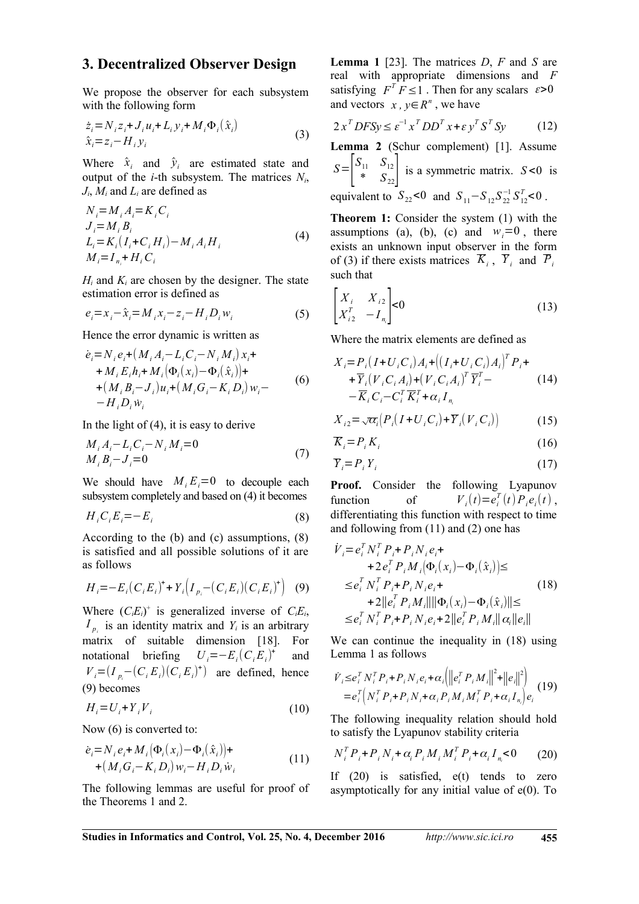## 3. Decentralized Observer Design

We propose the observer for each subsystem with the following form

$$
\begin{aligned}
\dot{z}_i &= N_i z_i + J_i u_i + L_i y_i + M_i \Phi_i(\hat{x}_i) \\
\hat{x}_i &= z_i - H_i y_i
\end{aligned}
\tag{3}
$$

Where $\hat{x}_i$ and $\hat{y}_i$ are estimated state and output of the *i*-th subsystem. The matrices $N_i$, $J_i$, $M_i$ and $L_i$ are defined as

$$
\begin{aligned}
N_i &= M_i A_i = K_i C_i \\
J_i &= M_i B_i \\
L_i &= K_i (I_i + C_i H_i) - M_i A_i H_i \\
M_i &= I_{n_i} + H_i C_i
\end{aligned}
\tag{4}
$$

$H_i$ and $K_i$ are chosen by the designer. The state estimation error is defined as

$$
e_i = x_i - \hat{x}_i = M_i x_i - z_i - H_i D_i w_i \tag{5}
$$

Hence the error dynamic is written as

$$
\begin{aligned}
\dot{e}_i = & N_i e_i + (M_i A_i - L_i C_i - N_i M_i) x_i + \\
& + M_i E_i h_i + M_i (\Phi_i(x_i) - \Phi_i(\hat{x}_i)) + \\
& + (M_i B_i - J_i) u_i + (M_i G_i - K_i D_i) w_i - \\
& - H_i D_i \dot{w}_i
\end{aligned}
\tag{6}
$$

In the light of (4), it is easy to derive

$$
\begin{aligned}
M_i A_i - L_i C_i - N_i M_i &= 0 \\
M_i B_i - J_i &= 0
\end{aligned}
\tag{7}
$$

We should have $M_i E_i = 0$ to decouple each subsystem completely and based on (4) it becomes

$$
H_i C_i E_i = -E_i \tag{8}
$$

According to the (b) and (c) assumptions, (8) is satisfied and all possible solutions of it are as follows

$$
H_i = -E_i (C_i E_i)^+ + Y_i \left( I_{p_i} - (C_i E_i)(C_i E_i)^+ \right) \tag{9}
$$

Where $(C_i E_i)^+$ is generalized inverse of $C_i E_i$, $I_{p_i}$ is an identity matrix and $Y_i$ is an arbitrary matrix of suitable dimension [18]. For notational briefing $U_i = -E_i (C_i E_i)^+$ and $V_i = (I_{p_i} - (C_i E_i)(C_i E_i)^+)$ are defined, hence (9) becomes

$$
H_i = U_i + Y_i V_i \tag{10}
$$

Now (6) is converted to:

$$
\begin{aligned}
\dot{e}_i = & N_i e_i + M_i (\Phi_i(x_i) - \Phi_i(\hat{x}_i)) + \\
& + (M_i G_i - K_i D_i) w_i - H_i D_i \dot{w}_i
\end{aligned}
\tag{11}
$$

The following lemmas are useful for proof of the Theorems 1 and 2.

**Lemma 1** [23]. The matrices *D*, *F* and *S* are real with appropriate dimensions and *F* satisfying $F^T F \leq 1$. Then for any scalars $\varepsilon > 0$ and vectors $x, y \in R^n$, we have

$$
2 x^T D F S y \leq \varepsilon^{-1} x^T D D^T x + \varepsilon y^T S^T S y \tag{12}
$$

**Lemma 2** (Schur complement) [1]. Assume $S = \begin{bmatrix} S_{11} & S_{12} \\ * & S_{22} \end{bmatrix}$ is a symmetric matrix. $S < 0$ is equivalent to $S_{22} < 0$ and $S_{11} - S_{12} S_{22}^{-1} S_{12}^T < 0$.

**Theorem 1:** Consider the system (1) with the assumptions (a), (b), (c) and $w_i = 0$, there exists an unknown input observer in the form of (3) if there exists matrices $\overline{K}_i$, $\overline{Y}_i$ and $P_i$ such that

$$
\begin{bmatrix} X_i & X_{i2} \\ X_{i2}^T & -I_{n_i} \end{bmatrix} < 0 \tag{13}
$$

Where the matrix elements are defined as

$$
\begin{aligned}
X_i = & P_i (I + U_i C_i) A_i + ((I_i + U_i C_i) A_i)^T P_i + \\
& + \overline{Y}_i (V_i C_i A_i) + (V_i C_i A_i)^T \overline{Y}_i^T - \\
& - \overline{K}_i C_i - C_i^T \overline{K}_i^T + \alpha_i I_{n_i}
\end{aligned}
\tag{14}
$$

$$
X_{i2} = \sqrt{\alpha_i} \left( P_i (I + U_i C_i) + \overline{Y}_i (V_i C_i) \right) \tag{15}
$$

$$
\overline{K}_i = P_i K_i \tag{16}
$$

$$
\overline{Y}_i = P_i Y_i \tag{17}
$$

**Proof.** Consider the following Lyapunov function of $V_i(t) = e_i^T(t) P_i e_i(t)$, differentiating this function with respect to time and following from (11) and (2) one has

$$
\begin{aligned}
\dot{V}_i = & e_i^T N_i^T P_i + P_i N_i e_i + \\
& + 2 e_i^T P_i M_i (\Phi_i(x_i) - \Phi_i(\hat{x}_i)) \leq \\
\leq & e_i^T N_i^T P_i + P_i N_i e_i + \\
& + 2 \| e_i^T P_i M_i \| \| \Phi_i(x_i) - \Phi_i(\hat{x}_i) \| \leq \\
\leq & e_i^T N_i^T P_i + P_i N_i e_i + 2 \| e_i^T P_i M_i \| \alpha_i \| e_i \|
\end{aligned}
\tag{18}
$$

We can continue the inequality in (18) using Lemma 1 as follows

$$
\begin{aligned}
\dot{V}_i \leq & e_i^T N_i^T P_i + P_i N_i e_i + \alpha_i \left( \| e_i^T P_i M_i \|^2 + \| e_i \|^2 \right) \\
= & e_i^T \left( N_i^T P_i + P_i N_i + \alpha_i P_i M_i M_i^T P_i + \alpha_i I_{n_i} \right) e_i
\end{aligned}
\tag{19}
$$

The following inequality relation should hold to satisfy the Lyapunov stability criteria

$$
N_i^T P_i + P_i N_i + \alpha_i P_i M_i M_i^T P_i + \alpha_i I_{n_i} < 0 \tag{20}
$$

If (20) is satisfied, e(t) tends to zero asymptotically for any initial value of e(0). To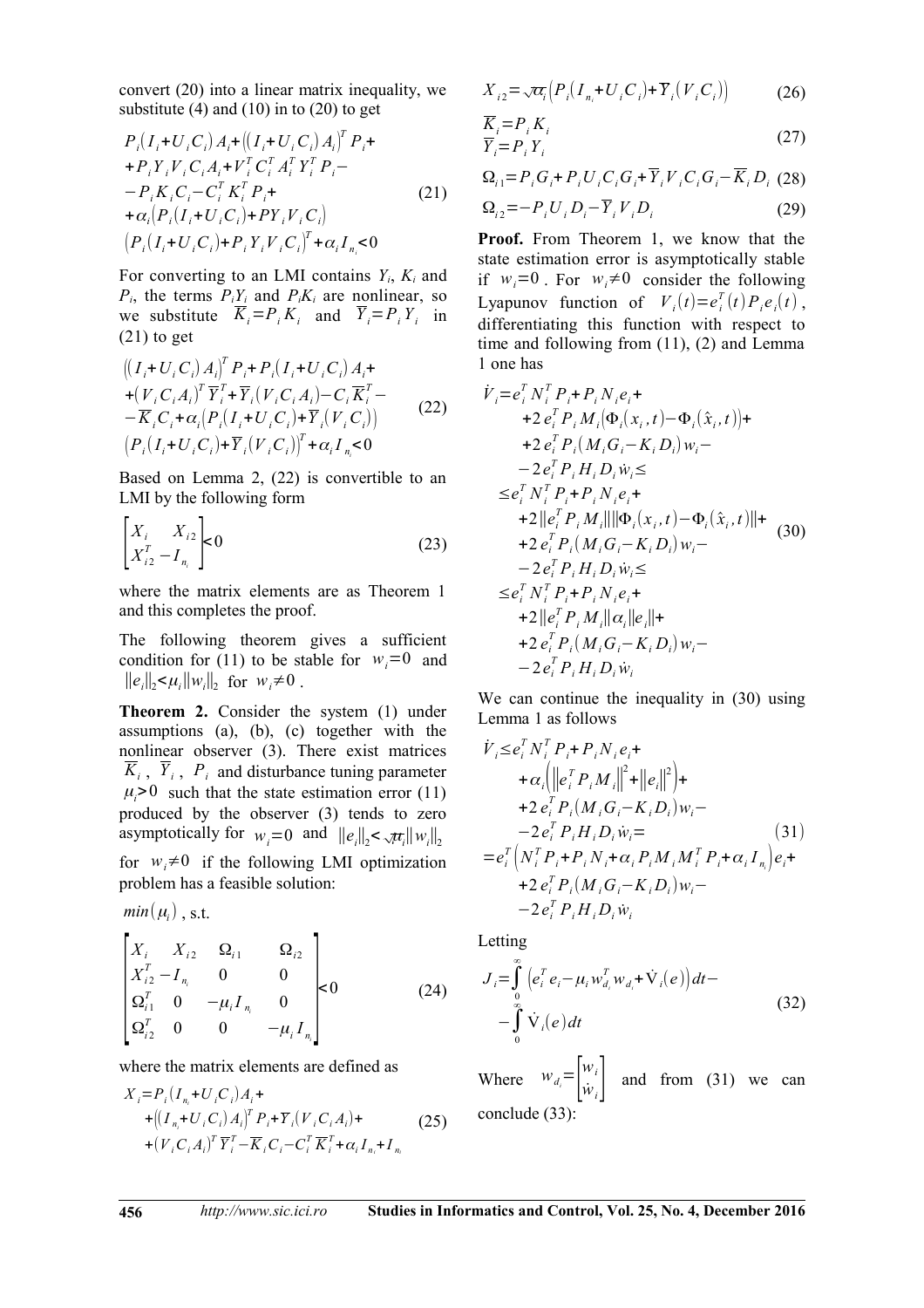convert (20) into a linear matrix inequality, we substitute (4) and (10) in to (20) to get

$$
\begin{aligned}
&P_i(I_i+U_iC_i)A_i+((I_i+U_iC_i)A_i)^T P_i+ \\
&+P_iY_iV_iC_iA_i+V_i^TC_i^TA_i^TY_i^TP_i- \\
&-P_iK_iC_i-C_i^TK_i^TP_i+ \\
&+\alpha_i(P_i(I_i+U_iC_i)+PY_iV_iC_i) \\
&(P_i(I_i+U_iC_i)+P_iY_iV_iC_i)^T+\alpha_iI_{n_i}<0
\end{aligned}
\tag{21}
$$

For converting to an LMI contains $Y_i$, $K_i$ and $P_i$, the terms $P_iY_i$ and $P_iK_i$ are nonlinear, so we substitute $\overline{K}_i=P_iK_i$ and $\overline{Y}_i=P_iY_i$ in (21) to get

$$
\begin{aligned}
&((I_i+U_iC_i)A_i)^T P_i+P_i(I_i+U_iC_i)A_i+ \\
&+(V_iC_iA_i)^T\overline{Y}_i^T+\overline{Y}_i(V_iC_iA_i)-C_i\overline{K}_i^T- \\
&-\overline{K}_iC_i+\alpha_i(P_i(I_i+U_iC_i)+\overline{Y}_i(V_iC_i)) \\
&(P_i(I_i+U_iC_i)+\overline{Y}_i(V_iC_i))^T+\alpha_iI_{n_i}<0
\end{aligned}
\tag{22}
$$

Based on Lemma 2, (22) is convertible to an LMI by the following form

$$
\begin{bmatrix} X_i & X_{i2} \\ X_{i2}^T & -I_{n_i} \end{bmatrix}<0 \tag{23}
$$

where the matrix elements are as Theorem 1 and this completes the proof.

The following theorem gives a sufficient condition for (11) to be stable for $w_i=0$ and $\|e_i\|_2<\mu_i\|w_i\|_2$ for $w_i\neq 0$.

**Theorem 2.** Consider the system (1) under assumptions (a), (b), (c) together with the nonlinear observer (3). There exist matrices $\overline{K}_i$, $\overline{Y}_i$, $P_i$ and disturbance tuning parameter $\mu_i>0$ such that the state estimation error (11) produced by the observer (3) tends to zero asymptotically for $w_i=0$ and $\|e_i\|_2<\sqrt{\mu_i}\|w_i\|_2$ for $w_i\neq 0$ if the following LMI optimization problem has a feasible solution:

$min(\mu_i)$, s.t.

$$
\begin{bmatrix} X_i & X_{i2} & \Omega_{i1} & \Omega_{i2} \\ X_{i2}^T & -I_{n_i} & 0 & 0 \\ \Omega_{i1}^T & 0 & -\mu_iI_{n_i} & 0 \\ \Omega_{i2}^T & 0 & 0 & -\mu_iI_{n_i} \end{bmatrix}<0 \tag{24}
$$

where the matrix elements are defined as

$$
\begin{aligned}
X_i=&P_i(I_{n_i}+U_iC_i)A_i+ \\
&+((I_{n_i}+U_iC_i)A_i)^TP_i+\overline{Y}_i(V_iC_iA_i)+ \\
&+(V_iC_iA_i)^T\overline{Y}_i^T-\overline{K}_iC_i-C_i^T\overline{K}_i^T+\alpha_iI_{n_i}+I_{n_i}
\end{aligned}
\tag{25}
$$

$$
X_{i2}=\sqrt{\alpha_i}(P_i(I_{n_i}+U_iC_i)+\overline{Y}_i(V_iC_i)) \tag{26}
$$

$$
\begin{aligned}
\overline{K}_i&=P_iK_i \\
\overline{Y}_i&=P_iY_i
\end{aligned}
\tag{27}
$$

$$
\Omega_{i1}=P_iG_i+P_iU_iC_iG_i+\overline{Y}_iV_iC_iG_i-\overline{K}_iD_i \tag{28}
$$

$$
\Omega_{i2}=-P_iU_iD_i-\overline{Y}_iV_iD_i \tag{29}
$$

**Proof.** From Theorem 1, we know that the state estimation error is asymptotically stable if $w_i=0$. For $w_i\neq 0$ consider the following Lyapunov function of $V_i(t)=e_i^T(t)P_ie_i(t)$, differentiating this function with respect to time and following from (11), (2) and Lemma 1 one has

$$
\begin{aligned}
\dot{V}_i=&e_i^TN_i^TP_i+P_iN_ie_i+ \\
&+2e_i^TP_iM_i(\Phi_i(x_i,t)-\Phi_i(\hat{x}_i,t))+ \\
&+2e_i^TP_i(M_iG_i-K_iD_i)w_i- \\
&-2e_i^TP_iH_iD_i\dot{w}_i\leq \\
\leq&e_i^TN_i^TP_i+P_iN_ie_i+ \\
&+2\|e_i^TP_iM_i\|\|\Phi_i(x_i,t)-\Phi_i(\hat{x}_i,t)\|+ \\
&+2e_i^TP_i(M_iG_i-K_iD_i)w_i- \\
&-2e_i^TP_iH_iD_i\dot{w}_i\leq \\
\leq&e_i^TN_i^TP_i+P_iN_ie_i+ \\
&+2\|e_i^TP_iM_i\|\alpha_i\|e_i\|+ \\
&+2e_i^TP_i(M_iG_i-K_iD_i)w_i- \\
&-2e_i^TP_iH_iD_i\dot{w}_i
\end{aligned}
\tag{30}
$$

We can continue the inequality in (30) using Lemma 1 as follows

$$
\begin{aligned}
\dot{V}_i\leq&e_i^TN_i^TP_i+P_iN_ie_i+ \\
&+\alpha_i(\|e_i^TP_iM_i\|^2+\|e_i\|^2)+ \\
&+2e_i^TP_i(M_iG_i-K_iD_i)w_i- \\
&-2e_i^TP_iH_iD_i\dot{w}_i= \\
=&e_i^T(N_i^TP_i+P_iN_i+\alpha_iP_iM_iM_i^TP_i+\alpha_iI_{n_i})e_i+ \\
&+2e_i^TP_i(M_iG_i-K_iD_i)w_i- \\
&-2e_i^TP_iH_iD_i\dot{w}_i
\end{aligned}
\tag{31}
$$

Letting

$$
\begin{aligned}
J_i=&\int_0^\infty(e_i^Te_i-\mu_iw_{d_i}^Tw_{d_i}+\dot{V}_i(e))dt- \\
&-\int_0^\infty\dot{V}_i(e)dt
\end{aligned}
\tag{32}
$$

Where $w_{d_i}=\begin{bmatrix} w_i \\ \dot{w}_i \end{bmatrix}$ and from (31) we can conclude (33):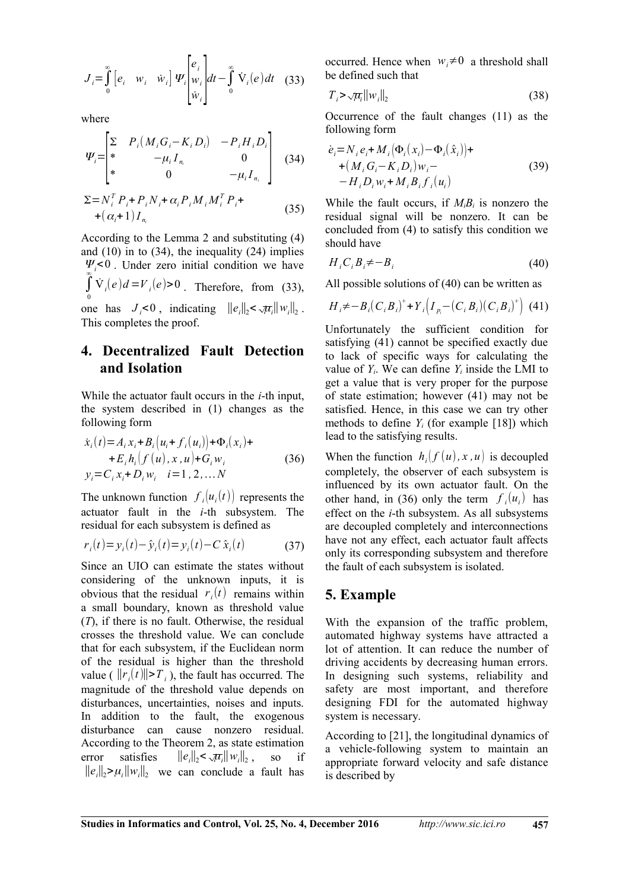$$J_i = \int_0^\infty \begin{bmatrix} e_i & w_i & \dot{w}_i \end{bmatrix} \Psi_i \begin{bmatrix} e_i \\ w_i \\ \dot{w}_i \end{bmatrix} dt - \int_0^\infty \dot{V}_i(e)\, dt \quad (33)$$

where

$$\Psi_i = \begin{bmatrix} \Sigma & P_i(M_i G_i - K_i D_i) & -P_i H_i D_i \\ * & -\mu_i I_{n_i} & 0 \\ * & 0 & -\mu_i I_{n_i} \end{bmatrix} \quad (34)$$

$$\Sigma = N_i^T P_i + P_i N_i + \alpha_i P_i M_i M_i^T P_i + (\alpha_i + 1) I_{n_i} \quad (35)$$

According to the Lemma 2 and substituting (4) and (10) in to (34), the inequality (24) implies $\Psi_i < 0$. Under zero initial condition we have $\int_0^\infty \dot{V}_i(e) d = V_i(e) > 0$. Therefore, from (33), one has $J_i < 0$, indicating $\|e_i\|_2 < \sqrt{\mu_i} \|w_i\|_2$. This completes the proof.

## 4. Decentralized Fault Detection and Isolation

While the actuator fault occurs in the $i$-th input, the system described in (1) changes as the following form

$$\begin{aligned} \dot{x}_i(t) &= A_i x_i + B_i(u_i + f_i(u_i)) + \Phi_i(x_i) + \\ &\quad + E_i h_i(f(u), x, u) + G_i w_i \\ y_i &= C_i x_i + D_i w_i \quad i = 1, 2, \ldots N \end{aligned} \quad (36)$$

The unknown function $f_i(u_i(t))$ represents the actuator fault in the $i$-th subsystem. The residual for each subsystem is defined as

$$r_i(t) = y_i(t) - \hat{y}_i(t) = y_i(t) - C \hat{x}_i(t) \quad (37)$$

Since an UIO can estimate the states without considering of the unknown inputs, it is obvious that the residual $r_i(t)$ remains within a small boundary, known as threshold value ($T$), if there is no fault. Otherwise, the residual crosses the threshold value. We can conclude that for each subsystem, if the Euclidean norm of the residual is higher than the threshold value ($\|r_i(t)\| > T_i$), the fault has occurred. The magnitude of the threshold value depends on disturbances, uncertainties, noises and inputs. In addition to the fault, the exogenous disturbance can cause nonzero residual. According to the Theorem 2, as state estimation error satisfies $\|e_i\|_2 < \sqrt{\mu_i} \|w_i\|_2$, so if $\|e_i\|_2 > \mu_i \|w_i\|_2$ we can conclude a fault has occurred. Hence when $w_i \neq 0$ a threshold shall be defined such that

$$T_i > \sqrt{\mu_i} \|w_i\|_2 \quad (38)$$

Occurrence of the fault changes (11) as the following form

$$\begin{aligned} \dot{e}_i &= N_i e_i + M_i(\Phi_i(x_i) - \Phi_i(\hat{x}_i)) + \\ &\quad + (M_i G_i - K_i D_i) w_i - \\ &\quad - H_i D_i w_i + M_i B_i f_i(u_i) \end{aligned} \quad (39)$$

While the fault occurs, if $M_i B_i$ is nonzero the residual signal will be nonzero. It can be concluded from (4) to satisfy this condition we should have

$$H_i C_i B_i \neq -B_i \quad (40)$$

All possible solutions of (40) can be written as

$$H_i \neq -B_i(C_i B_i)^+ + Y_i\left(I_{p_i} - (C_i B_i)(C_i B_i)^+\right) \quad (41)$$

Unfortunately the sufficient condition for satisfying (41) cannot be specified exactly due to lack of specific ways for calculating the value of $Y_i$. We can define $Y_i$ inside the LMI to get a value that is very proper for the purpose of state estimation; however (41) may not be satisfied. Hence, in this case we can try other methods to define $Y_i$ (for example [18]) which lead to the satisfying results.

When the function $h_i(f(u), x, u)$ is decoupled completely, the observer of each subsystem is influenced by its own actuator fault. On the other hand, in (36) only the term $f_i(u_i)$ has effect on the $i$-th subsystem. As all subsystems are decoupled completely and interconnections have not any effect, each actuator fault affects only its corresponding subsystem and therefore the fault of each subsystem is isolated.

## 5. Example

With the expansion of the traffic problem, automated highway systems have attracted a lot of attention. It can reduce the number of driving accidents by decreasing human errors. In designing such systems, reliability and safety are most important, and therefore designing FDI for the automated highway system is necessary.

According to [21], the longitudinal dynamics of a vehicle-following system to maintain an appropriate forward velocity and safe distance is described by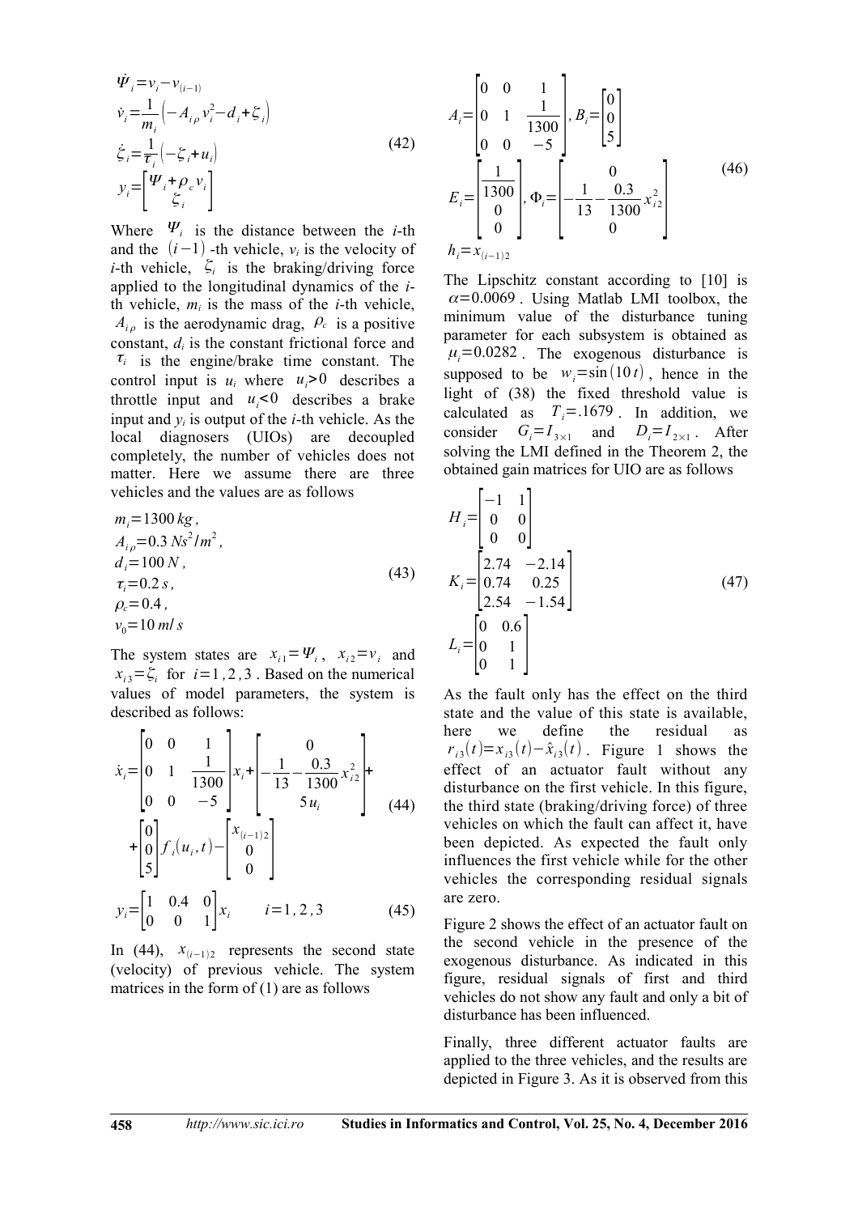$$
\begin{aligned}
\dot{\Psi}_i &= v_i - v_{(i-1)} \\
\dot{v}_i &= \frac{1}{m_i}\left(-A_{i\rho} v_i^2 - d_i + \zeta_i\right) \\
\dot{\zeta}_i &= \frac{1}{\tau_i}\left(-\zeta_i + u_i\right) \\
y_i &= \begin{bmatrix} \Psi_i + \rho_c v_i \\ \zeta_i \end{bmatrix}
\end{aligned}
\tag{42}
$$

Where $\Psi_i$ is the distance between the *i*-th and the $(i-1)$-th vehicle, $v_i$ is the velocity of *i*-th vehicle, $\zeta_i$ is the braking/driving force applied to the longitudinal dynamics of the *i*-th vehicle, $m_i$ is the mass of the *i*-th vehicle, $A_{i\rho}$ is the aerodynamic drag, $\rho_c$ is a positive constant, $d_i$ is the constant frictional force and $\tau_i$ is the engine/brake time constant. The control input is $u_i$ where $u_i > 0$ describes a throttle input and $u_i < 0$ describes a brake input and $y_i$ is output of the *i*-th vehicle. As the local diagnosers (UIOs) are decoupled completely, the number of vehicles does not matter. Here we assume there are three vehicles and the values are as follows

$$
\begin{aligned}
& m_i = 1300\, kg, \\
& A_{i\rho} = 0.3\, Ns^2/m^2, \\
& d_i = 100\, N, \\
& \tau_i = 0.2\, s, \\
& \rho_c = 0.4, \\
& v_0 = 10\, m/s
\end{aligned}
\tag{43}
$$

The system states are $x_{i1} = \Psi_i$, $x_{i2} = v_i$ and $x_{i3} = \zeta_i$ for $i = 1, 2, 3$. Based on the numerical values of model parameters, the system is described as follows:

$$
\dot{x}_i = \begin{bmatrix} 0 & 0 & 1 \\ 0 & 1 & \frac{1}{1300} \\ 0 & 0 & -5 \end{bmatrix} x_i + \begin{bmatrix} 0 \\ -\frac{1}{13} - \frac{0.3}{1300} x_{i2}^2 \\ 5u_i \end{bmatrix} + \begin{bmatrix} 0 \\ 0 \\ 5 \end{bmatrix} f_i(u_i, t) - \begin{bmatrix} x_{(i-1)2} \\ 0 \\ 0 \end{bmatrix}
\tag{44}
$$

$$
y_i = \begin{bmatrix} 1 & 0.4 & 0 \\ 0 & 0 & 1 \end{bmatrix} x_i \qquad i = 1, 2, 3
\tag{45}
$$

In (44), $x_{(i-1)2}$ represents the second state (velocity) of previous vehicle. The system matrices in the form of (1) are as follows

$$
\begin{aligned}
& A_i = \begin{bmatrix} 0 & 0 & 1 \\ 0 & 1 & \frac{1}{1300} \\ 0 & 0 & -5 \end{bmatrix},\ B_i = \begin{bmatrix} 0 \\ 0 \\ 5 \end{bmatrix} \\
& E_i = \begin{bmatrix} \frac{1}{1300} \\ 0 \\ 0 \end{bmatrix},\ \Phi_i = \begin{bmatrix} 0 \\ -\frac{1}{13} - \frac{0.3}{1300} x_{i2}^2 \\ 0 \end{bmatrix} \\
& h_i = x_{(i-1)2}
\end{aligned}
\tag{46}
$$

The Lipschitz constant according to [10] is $\alpha = 0.0069$. Using Matlab LMI toolbox, the minimum value of the disturbance tuning parameter for each subsystem is obtained as $\mu_i = 0.0282$. The exogenous disturbance is supposed to be $w_i = \sin(10t)$, hence in the light of (38) the fixed threshold value is calculated as $T_i = .1679$. In addition, we consider $G_i = I_{3\times 1}$ and $D_i = I_{2\times 1}$. After solving the LMI defined in the Theorem 2, the obtained gain matrices for UIO are as follows

$$
\begin{aligned}
H_i &= \begin{bmatrix} -1 & 1 \\ 0 & 0 \\ 0 & 0 \end{bmatrix} \\
K_i &= \begin{bmatrix} 2.74 & -2.14 \\ 0.74 & 0.25 \\ 2.54 & -1.54 \end{bmatrix} \\
L_i &= \begin{bmatrix} 0 & 0.6 \\ 0 & 1 \\ 0 & 1 \end{bmatrix}
\end{aligned}
\tag{47}
$$

As the fault only has the effect on the third state and the value of this state is available, here we define the residual as $r_{i3}(t) = x_{i3}(t) - \hat{x}_{i3}(t)$. Figure 1 shows the effect of an actuator fault without any disturbance on the first vehicle. In this figure, the third state (braking/driving force) of three vehicles on which the fault can affect it, have been depicted. As expected the fault only influences the first vehicle while for the other vehicles the corresponding residual signals are zero.

Figure 2 shows the effect of an actuator fault on the second vehicle in the presence of the exogenous disturbance. As indicated in this figure, residual signals of first and third vehicles do not show any fault and only a bit of disturbance has been influenced.

Finally, three different actuator faults are applied to the three vehicles, and the results are depicted in Figure 3. As it is observed from this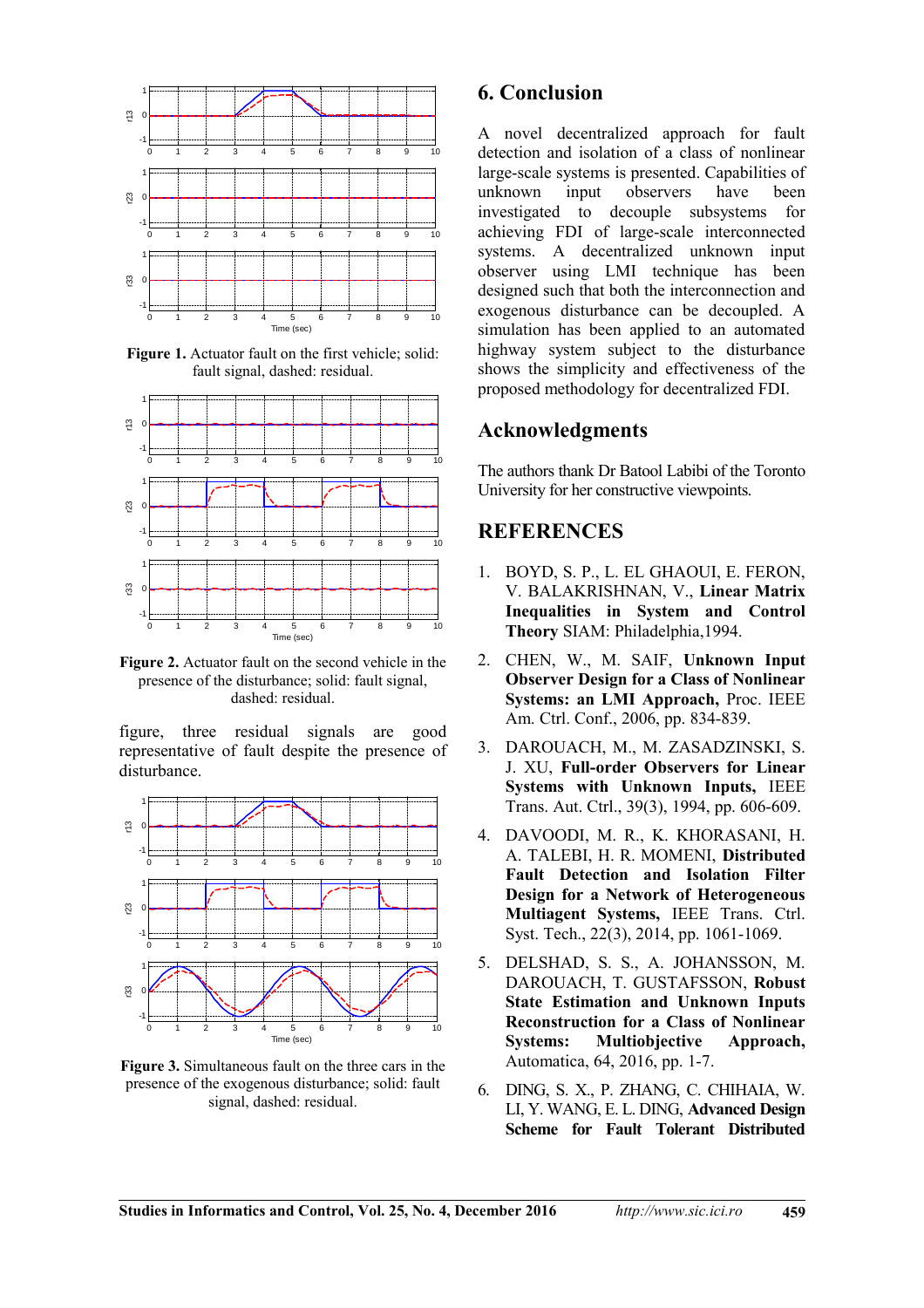**Figure 1.** Actuator fault on the first vehicle; solid: fault signal, dashed: residual.

**Figure 2.** Actuator fault on the second vehicle in the presence of the disturbance; solid: fault signal, dashed: residual.

figure, three residual signals are good representative of fault despite the presence of disturbance.

**Figure 3.** Simultaneous fault on the three cars in the presence of the exogenous disturbance; solid: fault signal, dashed: residual.

## 6. Conclusion

A novel decentralized approach for fault detection and isolation of a class of nonlinear large-scale systems is presented. Capabilities of unknown input observers have been investigated to decouple subsystems for achieving FDI of large-scale interconnected systems. A decentralized unknown input observer using LMI technique has been designed such that both the interconnection and exogenous disturbance can be decoupled. A simulation has been applied to an automated highway system subject to the disturbance shows the simplicity and effectiveness of the proposed methodology for decentralized FDI.

## Acknowledgments

The authors thank Dr Batool Labibi of the Toronto University for her constructive viewpoints.

## REFERENCES

1. BOYD, S. P., L. EL GHAOUI, E. FERON, V. BALAKRISHNAN, V., **Linear Matrix Inequalities in System and Control Theory** SIAM: Philadelphia,1994.
2. CHEN, W., M. SAIF, **Unknown Input Observer Design for a Class of Nonlinear Systems: an LMI Approach,** Proc. IEEE Am. Ctrl. Conf., 2006, pp. 834-839.
3. DAROUACH, M., M. ZASADZINSKI, S. J. XU, **Full-order Observers for Linear Systems with Unknown Inputs,** IEEE Trans. Aut. Ctrl., 39(3), 1994, pp. 606-609.
4. DAVOODI, M. R., K. KHORASANI, H. A. TALEBI, H. R. MOMENI, **Distributed Fault Detection and Isolation Filter Design for a Network of Heterogeneous Multiagent Systems,** IEEE Trans. Ctrl. Syst. Tech., 22(3), 2014, pp. 1061-1069.
5. DELSHAD, S. S., A. JOHANSSON, M. DAROUACH, T. GUSTAFSSON, **Robust State Estimation and Unknown Inputs Reconstruction for a Class of Nonlinear Systems: Multiobjective Approach,** Automatica, 64, 2016, pp. 1-7.
6. DING, S. X., P. ZHANG, C. CHIHAIA, W. LI, Y. WANG, E. L. DING, **Advanced Design Scheme for Fault Tolerant Distributed**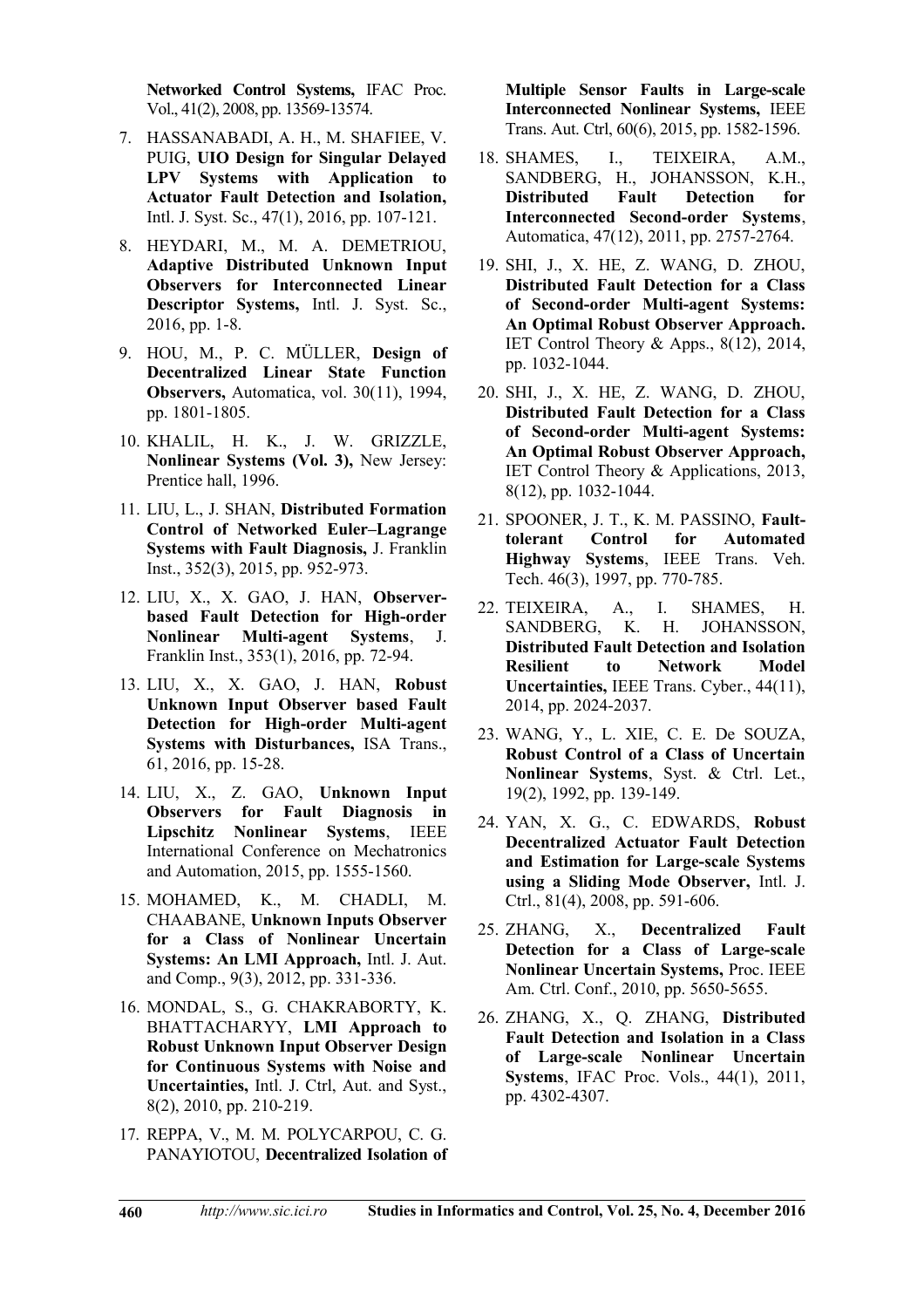**Networked Control Systems,** IFAC Proc. Vol., 41(2), 2008, pp. 13569-13574.

7. HASSANABADI, A. H., M. SHAFIEE, V. PUIG, **UIO Design for Singular Delayed LPV Systems with Application to Actuator Fault Detection and Isolation,** Intl. J. Syst. Sc., 47(1), 2016, pp. 107-121.
8. HEYDARI, M., M. A. DEMETRIOU, **Adaptive Distributed Unknown Input Observers for Interconnected Linear Descriptor Systems,** Intl. J. Syst. Sc., 2016, pp. 1-8.
9. HOU, M., P. C. MÜLLER, **Design of Decentralized Linear State Function Observers,** Automatica, vol. 30(11), 1994, pp. 1801-1805.
10. KHALIL, H. K., J. W. GRIZZLE, **Nonlinear Systems (Vol. 3),** New Jersey: Prentice hall, 1996.
11. LIU, L., J. SHAN, **Distributed Formation Control of Networked Euler–Lagrange Systems with Fault Diagnosis,** J. Franklin Inst., 352(3), 2015, pp. 952-973.
12. LIU, X., X. GAO, J. HAN, **Observer-based Fault Detection for High-order Nonlinear Multi-agent Systems**, J. Franklin Inst., 353(1), 2016, pp. 72-94.
13. LIU, X., X. GAO, J. HAN, **Robust Unknown Input Observer based Fault Detection for High-order Multi-agent Systems with Disturbances,** ISA Trans., 61, 2016, pp. 15-28.
14. LIU, X., Z. GAO, **Unknown Input Observers for Fault Diagnosis in Lipschitz Nonlinear Systems**, IEEE International Conference on Mechatronics and Automation, 2015, pp. 1555-1560.
15. MOHAMED, K., M. CHADLI, M. CHAABANE, **Unknown Inputs Observer for a Class of Nonlinear Uncertain Systems: An LMI Approach,** Intl. J. Aut. and Comp., 9(3), 2012, pp. 331-336.
16. MONDAL, S., G. CHAKRABORTY, K. BHATTACHARYY, **LMI Approach to Robust Unknown Input Observer Design for Continuous Systems with Noise and Uncertainties,** Intl. J. Ctrl, Aut. and Syst., 8(2), 2010, pp. 210-219.
17. REPPA, V., M. M. POLYCARPOU, C. G. PANAYIOTOU, **Decentralized Isolation of Multiple Sensor Faults in Large-scale Interconnected Nonlinear Systems,** IEEE Trans. Aut. Ctrl, 60(6), 2015, pp. 1582-1596.
18. SHAMES, I., TEIXEIRA, A.M., SANDBERG, H., JOHANSSON, K.H., **Distributed Fault Detection for Interconnected Second-order Systems**, Automatica, 47(12), 2011, pp. 2757-2764.
19. SHI, J., X. HE, Z. WANG, D. ZHOU, **Distributed Fault Detection for a Class of Second-order Multi-agent Systems: An Optimal Robust Observer Approach.** IET Control Theory & Apps., 8(12), 2014, pp. 1032-1044.
20. SHI, J., X. HE, Z. WANG, D. ZHOU, **Distributed Fault Detection for a Class of Second-order Multi-agent Systems: An Optimal Robust Observer Approach,** IET Control Theory & Applications, 2013, 8(12), pp. 1032-1044.
21. SPOONER, J. T., K. M. PASSINO, **Fault-tolerant Control for Automated Highway Systems**, IEEE Trans. Veh. Tech. 46(3), 1997, pp. 770-785.
22. TEIXEIRA, A., I. SHAMES, H. SANDBERG, K. H. JOHANSSON, **Distributed Fault Detection and Isolation Resilient to Network Model Uncertainties,** IEEE Trans. Cyber., 44(11), 2014, pp. 2024-2037.
23. WANG, Y., L. XIE, C. E. De SOUZA, **Robust Control of a Class of Uncertain Nonlinear Systems**, Syst. & Ctrl. Let., 19(2), 1992, pp. 139-149.
24. YAN, X. G., C. EDWARDS, **Robust Decentralized Actuator Fault Detection and Estimation for Large-scale Systems using a Sliding Mode Observer,** Intl. J. Ctrl., 81(4), 2008, pp. 591-606.
25. ZHANG, X., **Decentralized Fault Detection for a Class of Large-scale Nonlinear Uncertain Systems,** Proc. IEEE Am. Ctrl. Conf., 2010, pp. 5650-5655.
26. ZHANG, X., Q. ZHANG, **Distributed Fault Detection and Isolation in a Class of Large-scale Nonlinear Uncertain Systems**, IFAC Proc. Vols., 44(1), 2011, pp. 4302-4307.